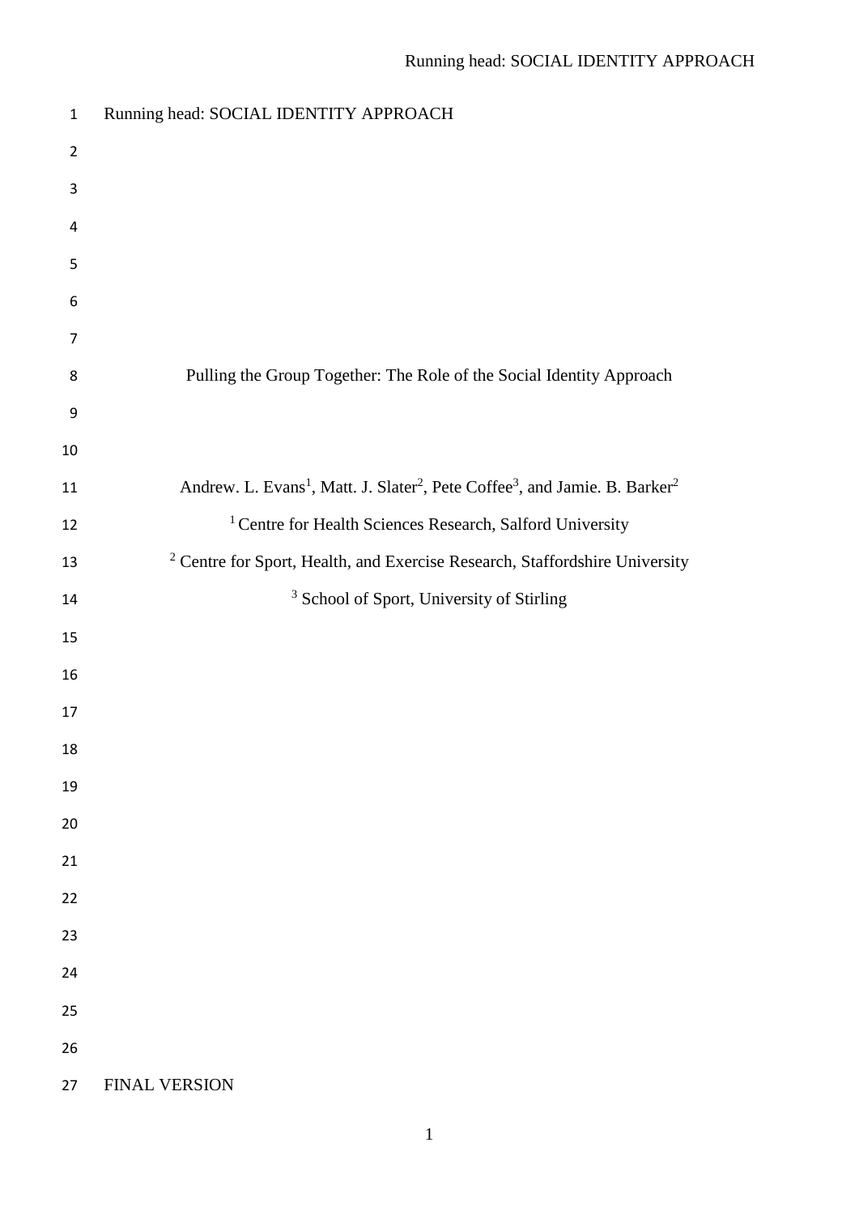Running head: SOCIAL IDENTITY APPROACH

# Pulling the Group Together: The Role of the Social Identity Approach

Andrew. L. Evans[1], Matt. J. Slater[2], Pete Coffee[3], and Jamie. B. Barker[2]

[1] Centre for Health Sciences Research, Salford University

[2] Centre for Sport, Health, and Exercise Research, Staffordshire University

[3] School of Sport, University of Stirling

FINAL VERSION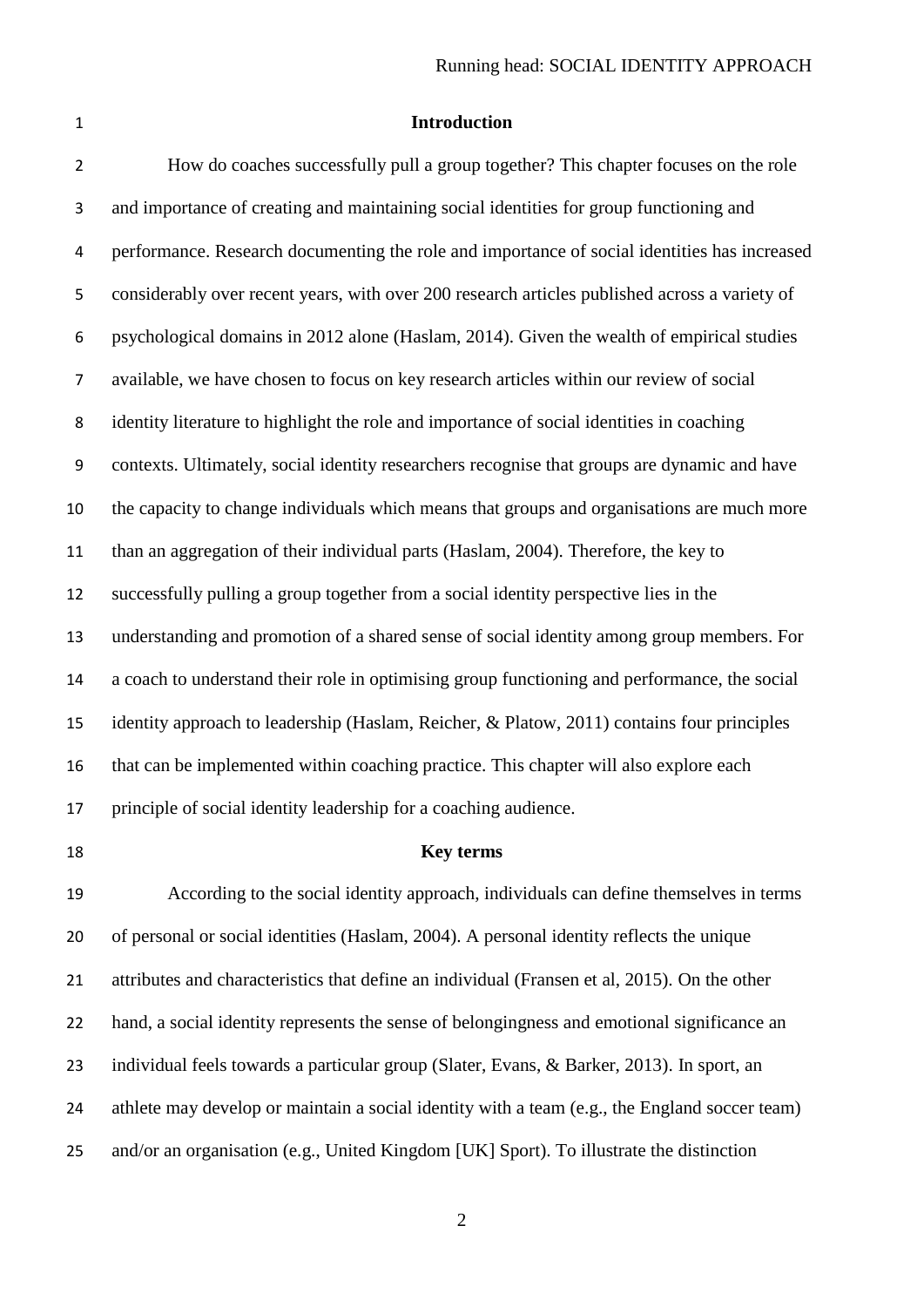## Introduction

How do coaches successfully pull a group together? This chapter focuses on the role and importance of creating and maintaining social identities for group functioning and performance. Research documenting the role and importance of social identities has increased considerably over recent years, with over 200 research articles published across a variety of psychological domains in 2012 alone (Haslam, 2014). Given the wealth of empirical studies available, we have chosen to focus on key research articles within our review of social identity literature to highlight the role and importance of social identities in coaching contexts. Ultimately, social identity researchers recognise that groups are dynamic and have the capacity to change individuals which means that groups and organisations are much more than an aggregation of their individual parts (Haslam, 2004). Therefore, the key to successfully pulling a group together from a social identity perspective lies in the understanding and promotion of a shared sense of social identity among group members. For a coach to understand their role in optimising group functioning and performance, the social identity approach to leadership (Haslam, Reicher, & Platow, 2011) contains four principles that can be implemented within coaching practice. This chapter will also explore each principle of social identity leadership for a coaching audience.

## Key terms

According to the social identity approach, individuals can define themselves in terms of personal or social identities (Haslam, 2004). A personal identity reflects the unique attributes and characteristics that define an individual (Fransen et al, 2015). On the other hand, a social identity represents the sense of belongingness and emotional significance an individual feels towards a particular group (Slater, Evans, & Barker, 2013). In sport, an athlete may develop or maintain a social identity with a team (e.g., the England soccer team) and/or an organisation (e.g., United Kingdom [UK] Sport). To illustrate the distinction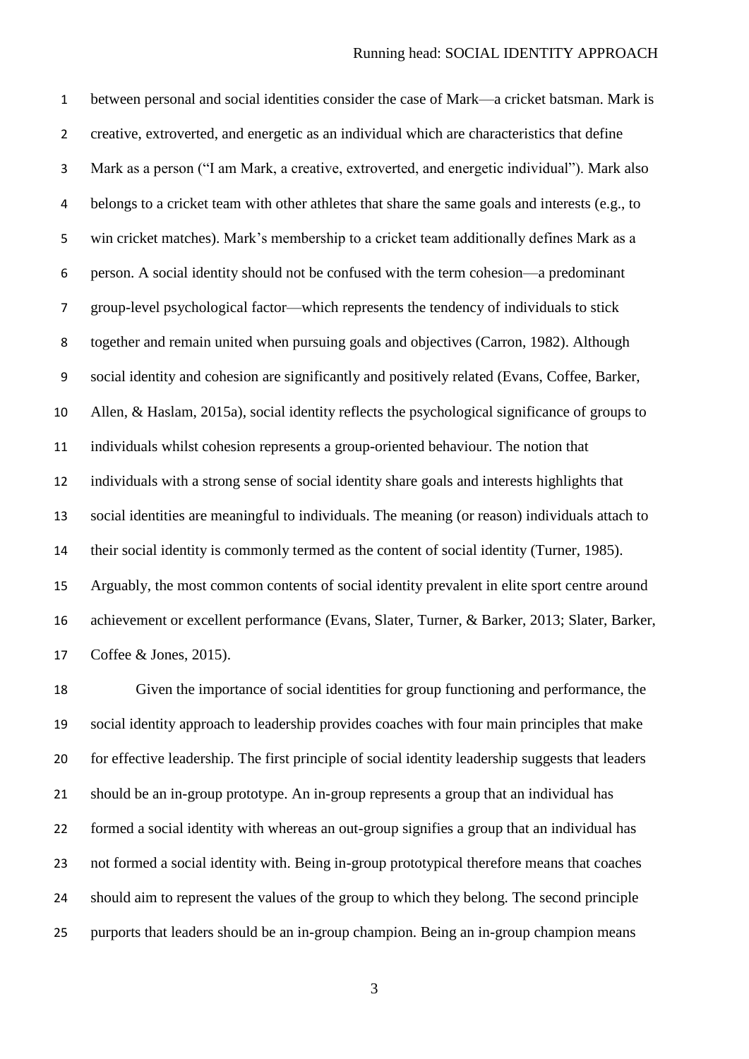between personal and social identities consider the case of Mark—a cricket batsman. Mark is creative, extroverted, and energetic as an individual which are characteristics that define Mark as a person ("I am Mark, a creative, extroverted, and energetic individual"). Mark also belongs to a cricket team with other athletes that share the same goals and interests (e.g., to win cricket matches). Mark's membership to a cricket team additionally defines Mark as a person. A social identity should not be confused with the term cohesion—a predominant group-level psychological factor—which represents the tendency of individuals to stick together and remain united when pursuing goals and objectives (Carron, 1982). Although social identity and cohesion are significantly and positively related (Evans, Coffee, Barker, Allen, & Haslam, 2015a), social identity reflects the psychological significance of groups to individuals whilst cohesion represents a group-oriented behaviour. The notion that individuals with a strong sense of social identity share goals and interests highlights that social identities are meaningful to individuals. The meaning (or reason) individuals attach to their social identity is commonly termed as the content of social identity (Turner, 1985). Arguably, the most common contents of social identity prevalent in elite sport centre around achievement or excellent performance (Evans, Slater, Turner, & Barker, 2013; Slater, Barker, Coffee & Jones, 2015).

Given the importance of social identities for group functioning and performance, the social identity approach to leadership provides coaches with four main principles that make for effective leadership. The first principle of social identity leadership suggests that leaders should be an in-group prototype. An in-group represents a group that an individual has formed a social identity with whereas an out-group signifies a group that an individual has not formed a social identity with. Being in-group prototypical therefore means that coaches should aim to represent the values of the group to which they belong. The second principle purports that leaders should be an in-group champion. Being an in-group champion means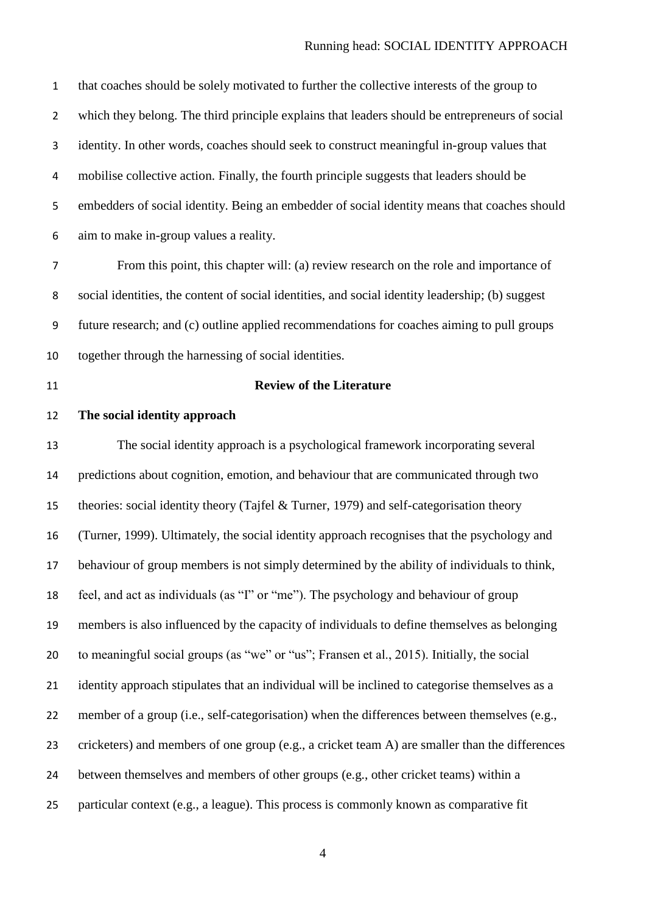that coaches should be solely motivated to further the collective interests of the group to which they belong. The third principle explains that leaders should be entrepreneurs of social identity. In other words, coaches should seek to construct meaningful in-group values that mobilise collective action. Finally, the fourth principle suggests that leaders should be embedders of social identity. Being an embedder of social identity means that coaches should aim to make in-group values a reality.

From this point, this chapter will: (a) review research on the role and importance of social identities, the content of social identities, and social identity leadership; (b) suggest future research; and (c) outline applied recommendations for coaches aiming to pull groups together through the harnessing of social identities.

## Review of the Literature

### The social identity approach

The social identity approach is a psychological framework incorporating several predictions about cognition, emotion, and behaviour that are communicated through two theories: social identity theory (Tajfel & Turner, 1979) and self-categorisation theory (Turner, 1999). Ultimately, the social identity approach recognises that the psychology and behaviour of group members is not simply determined by the ability of individuals to think, feel, and act as individuals (as "I" or "me"). The psychology and behaviour of group members is also influenced by the capacity of individuals to define themselves as belonging to meaningful social groups (as "we" or "us"; Fransen et al., 2015). Initially, the social identity approach stipulates that an individual will be inclined to categorise themselves as a member of a group (i.e., self-categorisation) when the differences between themselves (e.g., cricketers) and members of one group (e.g., a cricket team A) are smaller than the differences between themselves and members of other groups (e.g., other cricket teams) within a particular context (e.g., a league). This process is commonly known as comparative fit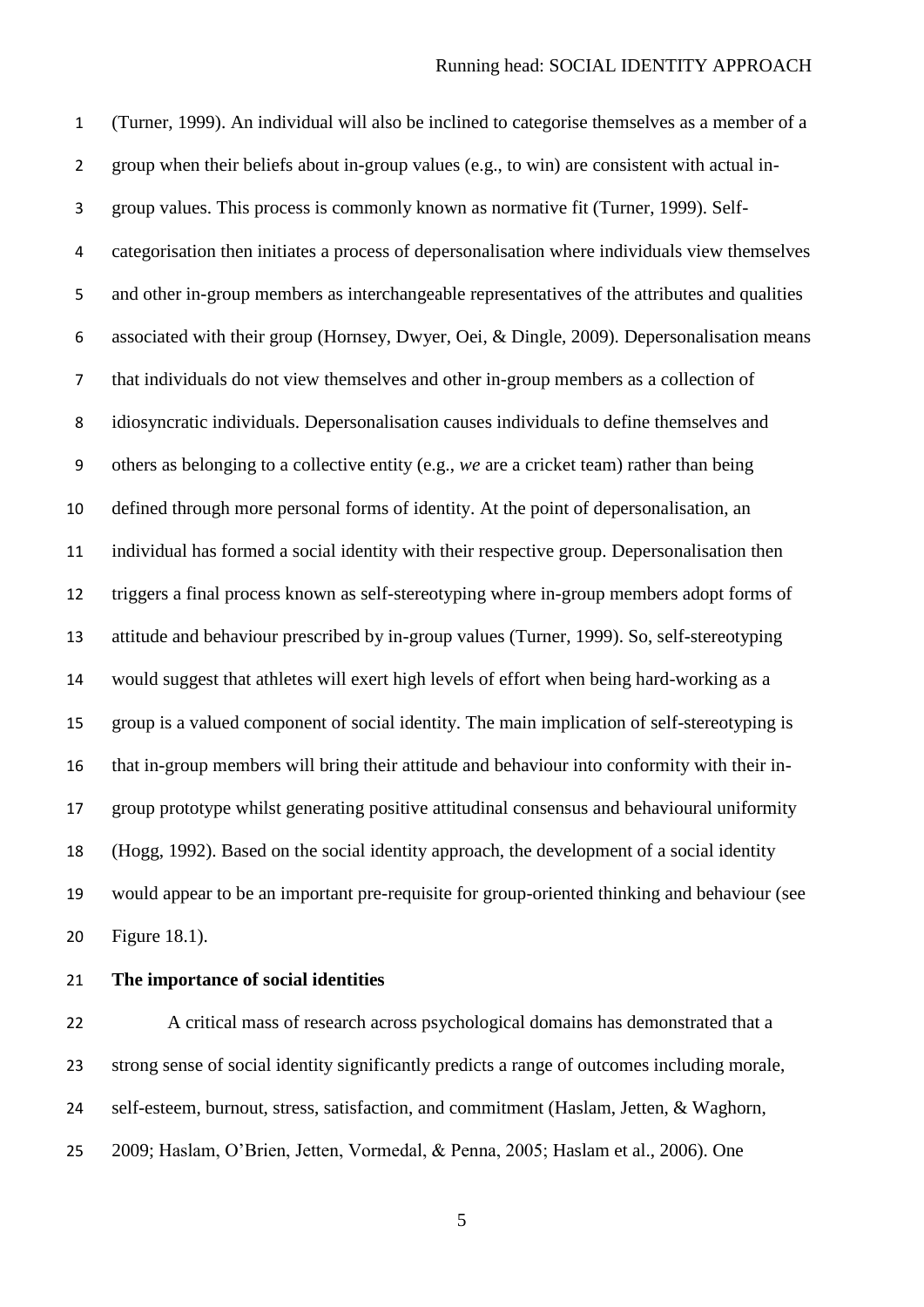(Turner, 1999). An individual will also be inclined to categorise themselves as a member of a group when their beliefs about in-group values (e.g., to win) are consistent with actual in-group values. This process is commonly known as normative fit (Turner, 1999). Self-categorisation then initiates a process of depersonalisation where individuals view themselves and other in-group members as interchangeable representatives of the attributes and qualities associated with their group (Hornsey, Dwyer, Oei, & Dingle, 2009). Depersonalisation means that individuals do not view themselves and other in-group members as a collection of idiosyncratic individuals. Depersonalisation causes individuals to define themselves and others as belonging to a collective entity (e.g., *we* are a cricket team) rather than being defined through more personal forms of identity. At the point of depersonalisation, an individual has formed a social identity with their respective group. Depersonalisation then triggers a final process known as self-stereotyping where in-group members adopt forms of attitude and behaviour prescribed by in-group values (Turner, 1999). So, self-stereotyping would suggest that athletes will exert high levels of effort when being hard-working as a group is a valued component of social identity. The main implication of self-stereotyping is that in-group members will bring their attitude and behaviour into conformity with their in-group prototype whilst generating positive attitudinal consensus and behavioural uniformity (Hogg, 1992). Based on the social identity approach, the development of a social identity would appear to be an important pre-requisite for group-oriented thinking and behaviour (see Figure 18.1).

**The importance of social identities**

A critical mass of research across psychological domains has demonstrated that a strong sense of social identity significantly predicts a range of outcomes including morale, self-esteem, burnout, stress, satisfaction, and commitment (Haslam, Jetten, & Waghorn, 2009; Haslam, O'Brien, Jetten, Vormedal, & Penna, 2005; Haslam et al., 2006). One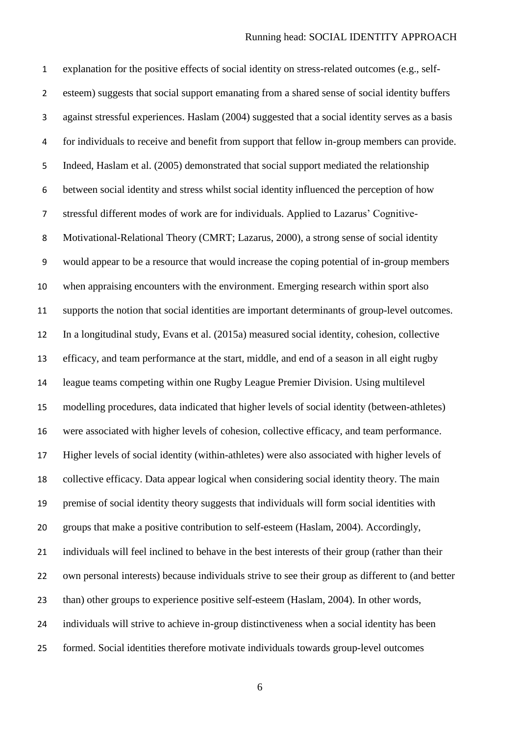explanation for the positive effects of social identity on stress-related outcomes (e.g., self-esteem) suggests that social support emanating from a shared sense of social identity buffers against stressful experiences. Haslam (2004) suggested that a social identity serves as a basis for individuals to receive and benefit from support that fellow in-group members can provide. Indeed, Haslam et al. (2005) demonstrated that social support mediated the relationship between social identity and stress whilst social identity influenced the perception of how stressful different modes of work are for individuals. Applied to Lazarus' Cognitive-Motivational-Relational Theory (CMRT; Lazarus, 2000), a strong sense of social identity would appear to be a resource that would increase the coping potential of in-group members when appraising encounters with the environment. Emerging research within sport also supports the notion that social identities are important determinants of group-level outcomes. In a longitudinal study, Evans et al. (2015a) measured social identity, cohesion, collective efficacy, and team performance at the start, middle, and end of a season in all eight rugby league teams competing within one Rugby League Premier Division. Using multilevel modelling procedures, data indicated that higher levels of social identity (between-athletes) were associated with higher levels of cohesion, collective efficacy, and team performance. Higher levels of social identity (within-athletes) were also associated with higher levels of collective efficacy. Data appear logical when considering social identity theory. The main premise of social identity theory suggests that individuals will form social identities with groups that make a positive contribution to self-esteem (Haslam, 2004). Accordingly, individuals will feel inclined to behave in the best interests of their group (rather than their own personal interests) because individuals strive to see their group as different to (and better than) other groups to experience positive self-esteem (Haslam, 2004). In other words, individuals will strive to achieve in-group distinctiveness when a social identity has been formed. Social identities therefore motivate individuals towards group-level outcomes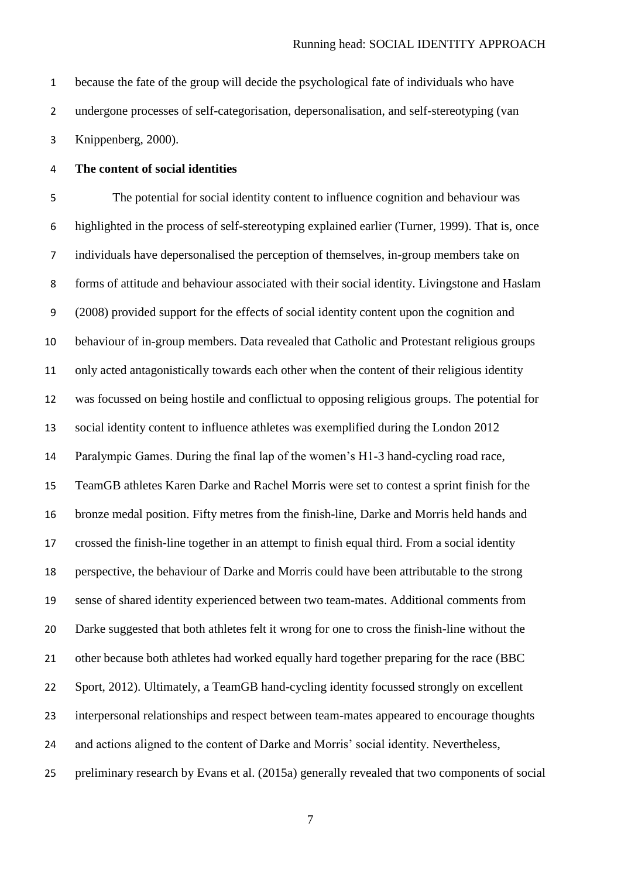because the fate of the group will decide the psychological fate of individuals who have undergone processes of self-categorisation, depersonalisation, and self-stereotyping (van Knippenberg, 2000).

**The content of social identities**

The potential for social identity content to influence cognition and behaviour was highlighted in the process of self-stereotyping explained earlier (Turner, 1999). That is, once individuals have depersonalised the perception of themselves, in-group members take on forms of attitude and behaviour associated with their social identity. Livingstone and Haslam (2008) provided support for the effects of social identity content upon the cognition and behaviour of in-group members. Data revealed that Catholic and Protestant religious groups only acted antagonistically towards each other when the content of their religious identity was focussed on being hostile and conflictual to opposing religious groups. The potential for social identity content to influence athletes was exemplified during the London 2012 Paralympic Games. During the final lap of the women's H1-3 hand-cycling road race, TeamGB athletes Karen Darke and Rachel Morris were set to contest a sprint finish for the bronze medal position. Fifty metres from the finish-line, Darke and Morris held hands and crossed the finish-line together in an attempt to finish equal third. From a social identity perspective, the behaviour of Darke and Morris could have been attributable to the strong sense of shared identity experienced between two team-mates. Additional comments from Darke suggested that both athletes felt it wrong for one to cross the finish-line without the other because both athletes had worked equally hard together preparing for the race (BBC Sport, 2012). Ultimately, a TeamGB hand-cycling identity focussed strongly on excellent interpersonal relationships and respect between team-mates appeared to encourage thoughts and actions aligned to the content of Darke and Morris' social identity. Nevertheless, preliminary research by Evans et al. (2015a) generally revealed that two components of social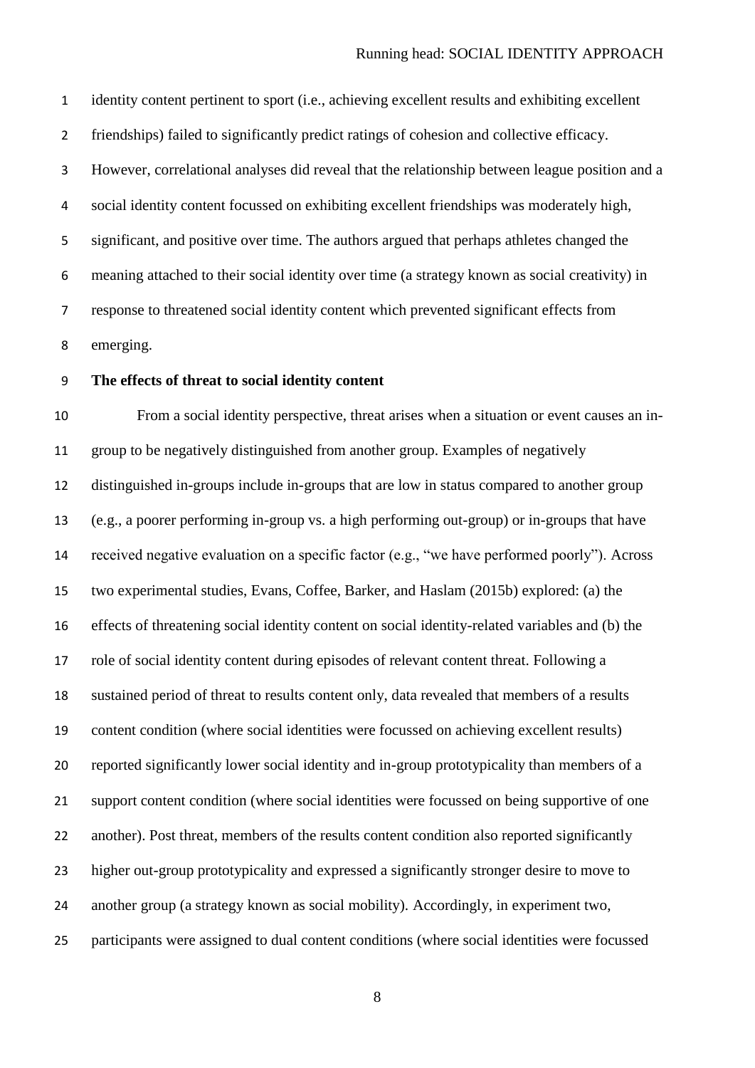identity content pertinent to sport (i.e., achieving excellent results and exhibiting excellent friendships) failed to significantly predict ratings of cohesion and collective efficacy. However, correlational analyses did reveal that the relationship between league position and a social identity content focussed on exhibiting excellent friendships was moderately high, significant, and positive over time. The authors argued that perhaps athletes changed the meaning attached to their social identity over time (a strategy known as social creativity) in response to threatened social identity content which prevented significant effects from emerging.

**The effects of threat to social identity content**

From a social identity perspective, threat arises when a situation or event causes an in-group to be negatively distinguished from another group. Examples of negatively distinguished in-groups include in-groups that are low in status compared to another group (e.g., a poorer performing in-group vs. a high performing out-group) or in-groups that have received negative evaluation on a specific factor (e.g., "we have performed poorly"). Across two experimental studies, Evans, Coffee, Barker, and Haslam (2015b) explored: (a) the effects of threatening social identity content on social identity-related variables and (b) the role of social identity content during episodes of relevant content threat. Following a sustained period of threat to results content only, data revealed that members of a results content condition (where social identities were focussed on achieving excellent results) reported significantly lower social identity and in-group prototypicality than members of a support content condition (where social identities were focussed on being supportive of one another). Post threat, members of the results content condition also reported significantly higher out-group prototypicality and expressed a significantly stronger desire to move to another group (a strategy known as social mobility). Accordingly, in experiment two, participants were assigned to dual content conditions (where social identities were focussed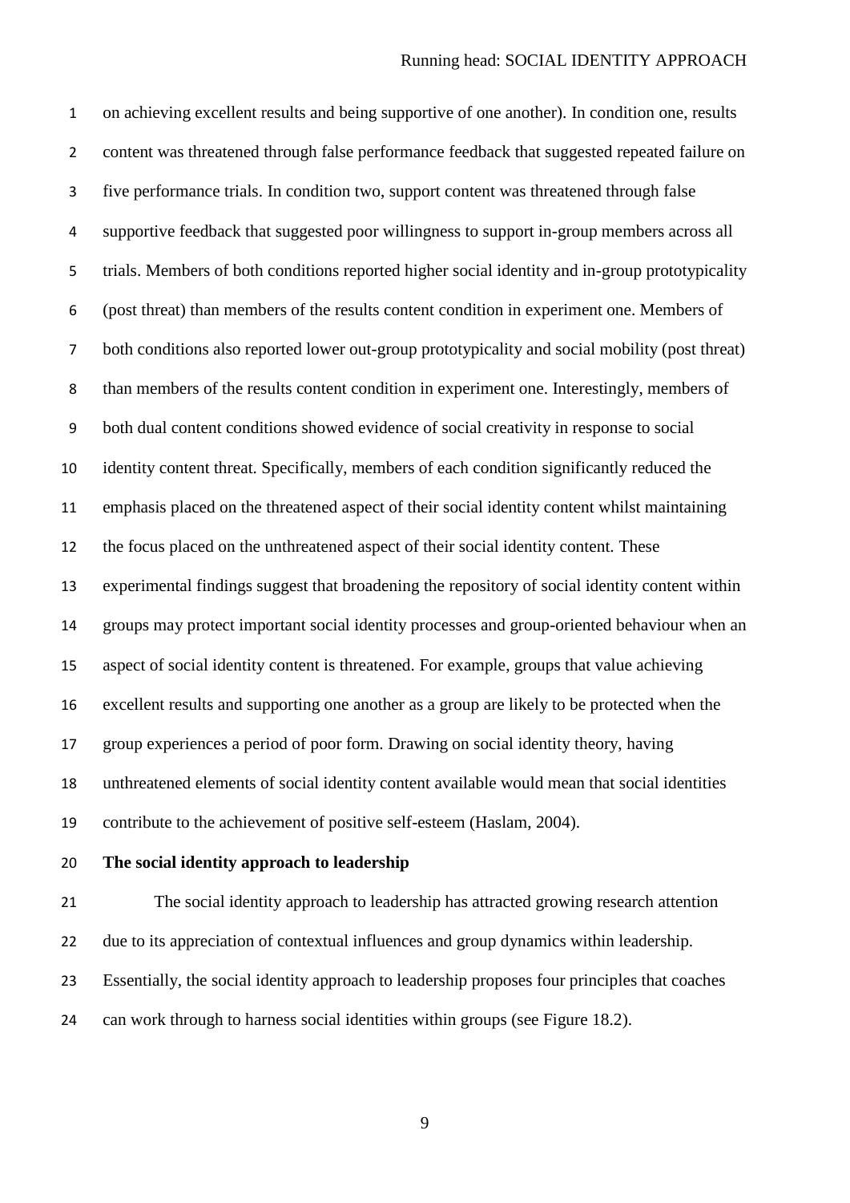on achieving excellent results and being supportive of one another). In condition one, results content was threatened through false performance feedback that suggested repeated failure on five performance trials. In condition two, support content was threatened through false supportive feedback that suggested poor willingness to support in-group members across all trials. Members of both conditions reported higher social identity and in-group prototypicality (post threat) than members of the results content condition in experiment one. Members of both conditions also reported lower out-group prototypicality and social mobility (post threat) than members of the results content condition in experiment one. Interestingly, members of both dual content conditions showed evidence of social creativity in response to social identity content threat. Specifically, members of each condition significantly reduced the emphasis placed on the threatened aspect of their social identity content whilst maintaining the focus placed on the unthreatened aspect of their social identity content. These experimental findings suggest that broadening the repository of social identity content within groups may protect important social identity processes and group-oriented behaviour when an aspect of social identity content is threatened. For example, groups that value achieving excellent results and supporting one another as a group are likely to be protected when the group experiences a period of poor form. Drawing on social identity theory, having unthreatened elements of social identity content available would mean that social identities contribute to the achievement of positive self-esteem (Haslam, 2004).

**The social identity approach to leadership**

The social identity approach to leadership has attracted growing research attention due to its appreciation of contextual influences and group dynamics within leadership. Essentially, the social identity approach to leadership proposes four principles that coaches can work through to harness social identities within groups (see Figure 18.2).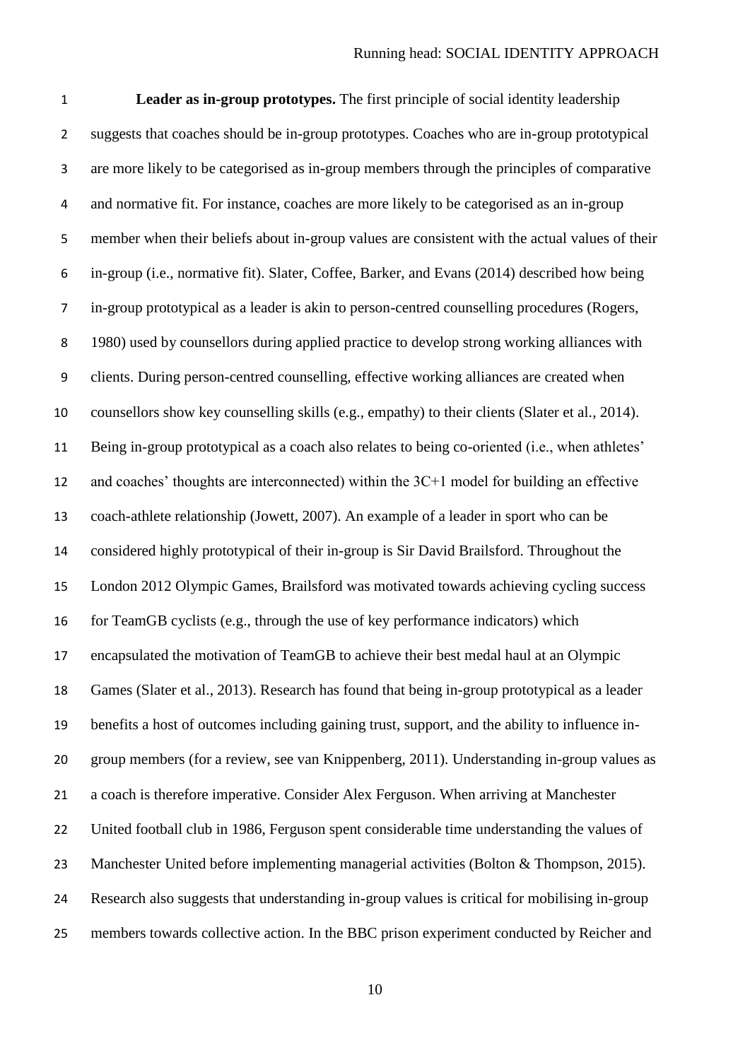**Leader as in-group prototypes.** The first principle of social identity leadership suggests that coaches should be in-group prototypes. Coaches who are in-group prototypical are more likely to be categorised as in-group members through the principles of comparative and normative fit. For instance, coaches are more likely to be categorised as an in-group member when their beliefs about in-group values are consistent with the actual values of their in-group (i.e., normative fit). Slater, Coffee, Barker, and Evans (2014) described how being in-group prototypical as a leader is akin to person-centred counselling procedures (Rogers, 1980) used by counsellors during applied practice to develop strong working alliances with clients. During person-centred counselling, effective working alliances are created when counsellors show key counselling skills (e.g., empathy) to their clients (Slater et al., 2014). Being in-group prototypical as a coach also relates to being co-oriented (i.e., when athletes' and coaches' thoughts are interconnected) within the 3C+1 model for building an effective coach-athlete relationship (Jowett, 2007). An example of a leader in sport who can be considered highly prototypical of their in-group is Sir David Brailsford. Throughout the London 2012 Olympic Games, Brailsford was motivated towards achieving cycling success for TeamGB cyclists (e.g., through the use of key performance indicators) which encapsulated the motivation of TeamGB to achieve their best medal haul at an Olympic Games (Slater et al., 2013). Research has found that being in-group prototypical as a leader benefits a host of outcomes including gaining trust, support, and the ability to influence in-group members (for a review, see van Knippenberg, 2011). Understanding in-group values as a coach is therefore imperative. Consider Alex Ferguson. When arriving at Manchester United football club in 1986, Ferguson spent considerable time understanding the values of Manchester United before implementing managerial activities (Bolton & Thompson, 2015). Research also suggests that understanding in-group values is critical for mobilising in-group members towards collective action. In the BBC prison experiment conducted by Reicher and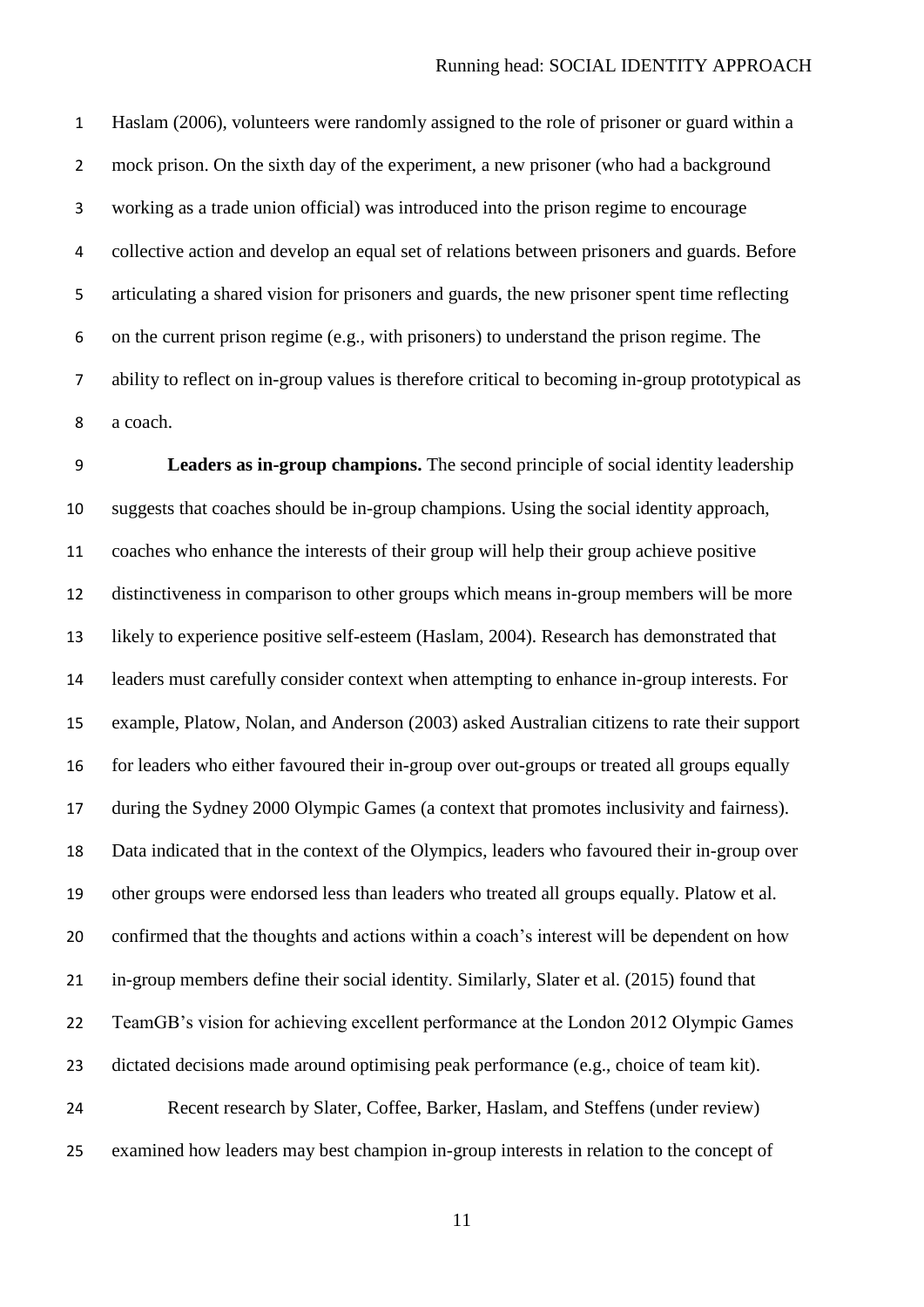Haslam (2006), volunteers were randomly assigned to the role of prisoner or guard within a mock prison. On the sixth day of the experiment, a new prisoner (who had a background working as a trade union official) was introduced into the prison regime to encourage collective action and develop an equal set of relations between prisoners and guards. Before articulating a shared vision for prisoners and guards, the new prisoner spent time reflecting on the current prison regime (e.g., with prisoners) to understand the prison regime. The ability to reflect on in-group values is therefore critical to becoming in-group prototypical as a coach.

**Leaders as in-group champions.** The second principle of social identity leadership suggests that coaches should be in-group champions. Using the social identity approach, coaches who enhance the interests of their group will help their group achieve positive distinctiveness in comparison to other groups which means in-group members will be more likely to experience positive self-esteem (Haslam, 2004). Research has demonstrated that leaders must carefully consider context when attempting to enhance in-group interests. For example, Platow, Nolan, and Anderson (2003) asked Australian citizens to rate their support for leaders who either favoured their in-group over out-groups or treated all groups equally during the Sydney 2000 Olympic Games (a context that promotes inclusivity and fairness). Data indicated that in the context of the Olympics, leaders who favoured their in-group over other groups were endorsed less than leaders who treated all groups equally. Platow et al. confirmed that the thoughts and actions within a coach's interest will be dependent on how in-group members define their social identity. Similarly, Slater et al. (2015) found that TeamGB's vision for achieving excellent performance at the London 2012 Olympic Games dictated decisions made around optimising peak performance (e.g., choice of team kit).

Recent research by Slater, Coffee, Barker, Haslam, and Steffens (under review) examined how leaders may best champion in-group interests in relation to the concept of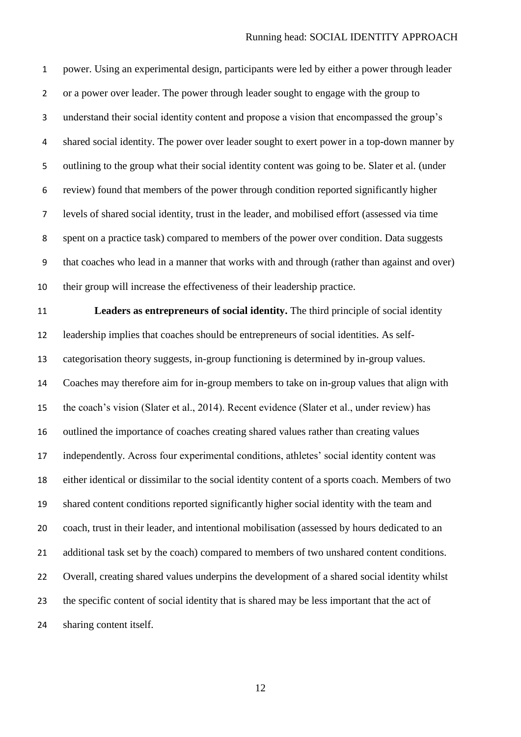power. Using an experimental design, participants were led by either a power through leader or a power over leader. The power through leader sought to engage with the group to understand their social identity content and propose a vision that encompassed the group's shared social identity. The power over leader sought to exert power in a top-down manner by outlining to the group what their social identity content was going to be. Slater et al. (under review) found that members of the power through condition reported significantly higher levels of shared social identity, trust in the leader, and mobilised effort (assessed via time spent on a practice task) compared to members of the power over condition. Data suggests that coaches who lead in a manner that works with and through (rather than against and over) their group will increase the effectiveness of their leadership practice.

**Leaders as entrepreneurs of social identity.** The third principle of social identity leadership implies that coaches should be entrepreneurs of social identities. As self-categorisation theory suggests, in-group functioning is determined by in-group values. Coaches may therefore aim for in-group members to take on in-group values that align with the coach's vision (Slater et al., 2014). Recent evidence (Slater et al., under review) has outlined the importance of coaches creating shared values rather than creating values independently. Across four experimental conditions, athletes' social identity content was either identical or dissimilar to the social identity content of a sports coach. Members of two shared content conditions reported significantly higher social identity with the team and coach, trust in their leader, and intentional mobilisation (assessed by hours dedicated to an additional task set by the coach) compared to members of two unshared content conditions. Overall, creating shared values underpins the development of a shared social identity whilst the specific content of social identity that is shared may be less important that the act of sharing content itself.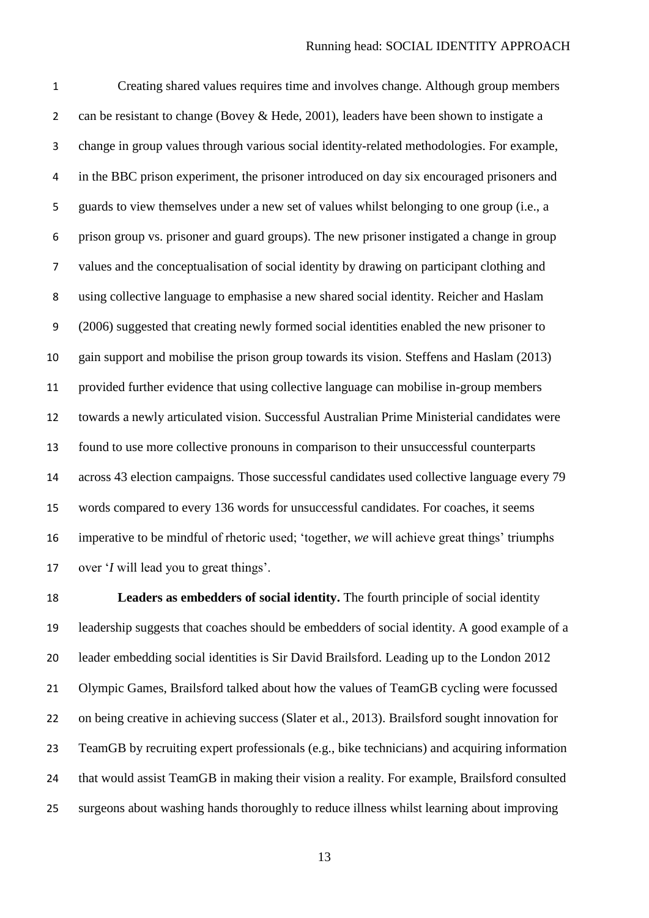Creating shared values requires time and involves change. Although group members can be resistant to change (Bovey & Hede, 2001), leaders have been shown to instigate a change in group values through various social identity-related methodologies. For example, in the BBC prison experiment, the prisoner introduced on day six encouraged prisoners and guards to view themselves under a new set of values whilst belonging to one group (i.e., a prison group vs. prisoner and guard groups). The new prisoner instigated a change in group values and the conceptualisation of social identity by drawing on participant clothing and using collective language to emphasise a new shared social identity. Reicher and Haslam (2006) suggested that creating newly formed social identities enabled the new prisoner to gain support and mobilise the prison group towards its vision. Steffens and Haslam (2013) provided further evidence that using collective language can mobilise in-group members towards a newly articulated vision. Successful Australian Prime Ministerial candidates were found to use more collective pronouns in comparison to their unsuccessful counterparts across 43 election campaigns. Those successful candidates used collective language every 79 words compared to every 136 words for unsuccessful candidates. For coaches, it seems imperative to be mindful of rhetoric used; 'together, *we* will achieve great things' triumphs over '*I* will lead you to great things'.

**Leaders as embedders of social identity.** The fourth principle of social identity leadership suggests that coaches should be embedders of social identity. A good example of a leader embedding social identities is Sir David Brailsford. Leading up to the London 2012 Olympic Games, Brailsford talked about how the values of TeamGB cycling were focussed on being creative in achieving success (Slater et al., 2013). Brailsford sought innovation for TeamGB by recruiting expert professionals (e.g., bike technicians) and acquiring information that would assist TeamGB in making their vision a reality. For example, Brailsford consulted surgeons about washing hands thoroughly to reduce illness whilst learning about improving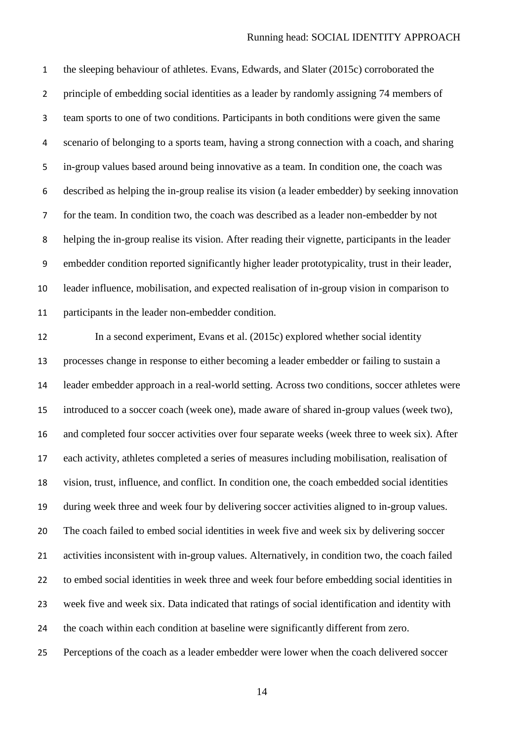the sleeping behaviour of athletes. Evans, Edwards, and Slater (2015c) corroborated the principle of embedding social identities as a leader by randomly assigning 74 members of team sports to one of two conditions. Participants in both conditions were given the same scenario of belonging to a sports team, having a strong connection with a coach, and sharing in-group values based around being innovative as a team. In condition one, the coach was described as helping the in-group realise its vision (a leader embedder) by seeking innovation for the team. In condition two, the coach was described as a leader non-embedder by not helping the in-group realise its vision. After reading their vignette, participants in the leader embedder condition reported significantly higher leader prototypicality, trust in their leader, leader influence, mobilisation, and expected realisation of in-group vision in comparison to participants in the leader non-embedder condition.

In a second experiment, Evans et al. (2015c) explored whether social identity processes change in response to either becoming a leader embedder or failing to sustain a leader embedder approach in a real-world setting. Across two conditions, soccer athletes were introduced to a soccer coach (week one), made aware of shared in-group values (week two), and completed four soccer activities over four separate weeks (week three to week six). After each activity, athletes completed a series of measures including mobilisation, realisation of vision, trust, influence, and conflict. In condition one, the coach embedded social identities during week three and week four by delivering soccer activities aligned to in-group values. The coach failed to embed social identities in week five and week six by delivering soccer activities inconsistent with in-group values. Alternatively, in condition two, the coach failed to embed social identities in week three and week four before embedding social identities in week five and week six. Data indicated that ratings of social identification and identity with the coach within each condition at baseline were significantly different from zero. Perceptions of the coach as a leader embedder were lower when the coach delivered soccer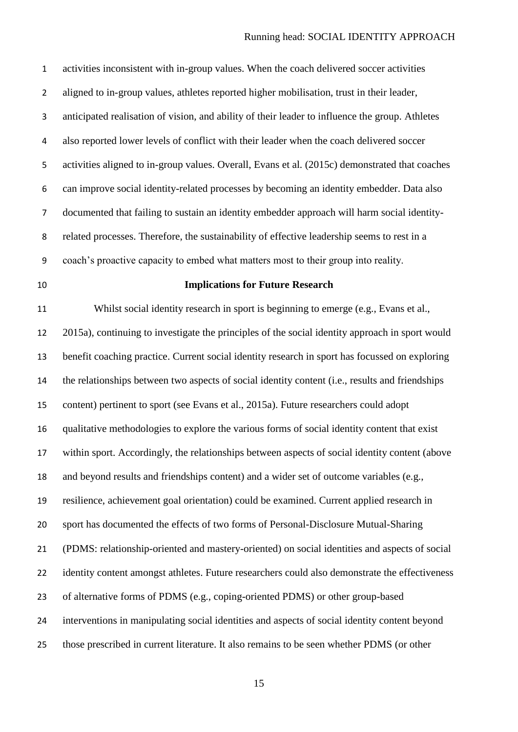activities inconsistent with in-group values. When the coach delivered soccer activities aligned to in-group values, athletes reported higher mobilisation, trust in their leader, anticipated realisation of vision, and ability of their leader to influence the group. Athletes also reported lower levels of conflict with their leader when the coach delivered soccer activities aligned to in-group values. Overall, Evans et al. (2015c) demonstrated that coaches can improve social identity-related processes by becoming an identity embedder. Data also documented that failing to sustain an identity embedder approach will harm social identity-related processes. Therefore, the sustainability of effective leadership seems to rest in a coach's proactive capacity to embed what matters most to their group into reality.

## Implications for Future Research

Whilst social identity research in sport is beginning to emerge (e.g., Evans et al., 2015a), continuing to investigate the principles of the social identity approach in sport would benefit coaching practice. Current social identity research in sport has focussed on exploring the relationships between two aspects of social identity content (i.e., results and friendships content) pertinent to sport (see Evans et al., 2015a). Future researchers could adopt qualitative methodologies to explore the various forms of social identity content that exist within sport. Accordingly, the relationships between aspects of social identity content (above and beyond results and friendships content) and a wider set of outcome variables (e.g., resilience, achievement goal orientation) could be examined. Current applied research in sport has documented the effects of two forms of Personal-Disclosure Mutual-Sharing (PDMS: relationship-oriented and mastery-oriented) on social identities and aspects of social identity content amongst athletes. Future researchers could also demonstrate the effectiveness of alternative forms of PDMS (e.g., coping-oriented PDMS) or other group-based interventions in manipulating social identities and aspects of social identity content beyond those prescribed in current literature. It also remains to be seen whether PDMS (or other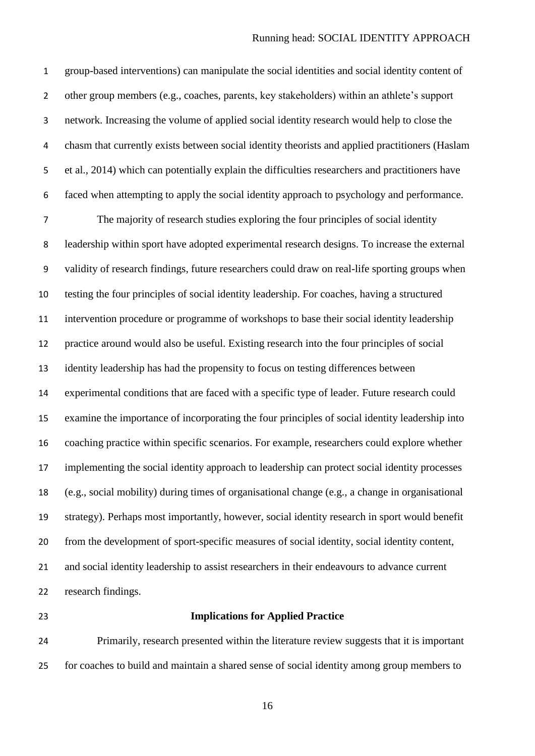group-based interventions) can manipulate the social identities and social identity content of other group members (e.g., coaches, parents, key stakeholders) within an athlete's support network. Increasing the volume of applied social identity research would help to close the chasm that currently exists between social identity theorists and applied practitioners (Haslam et al., 2014) which can potentially explain the difficulties researchers and practitioners have faced when attempting to apply the social identity approach to psychology and performance.

The majority of research studies exploring the four principles of social identity leadership within sport have adopted experimental research designs. To increase the external validity of research findings, future researchers could draw on real-life sporting groups when testing the four principles of social identity leadership. For coaches, having a structured intervention procedure or programme of workshops to base their social identity leadership practice around would also be useful. Existing research into the four principles of social identity leadership has had the propensity to focus on testing differences between experimental conditions that are faced with a specific type of leader. Future research could examine the importance of incorporating the four principles of social identity leadership into coaching practice within specific scenarios. For example, researchers could explore whether implementing the social identity approach to leadership can protect social identity processes (e.g., social mobility) during times of organisational change (e.g., a change in organisational strategy). Perhaps most importantly, however, social identity research in sport would benefit from the development of sport-specific measures of social identity, social identity content, and social identity leadership to assist researchers in their endeavours to advance current research findings.

## Implications for Applied Practice

Primarily, research presented within the literature review suggests that it is important for coaches to build and maintain a shared sense of social identity among group members to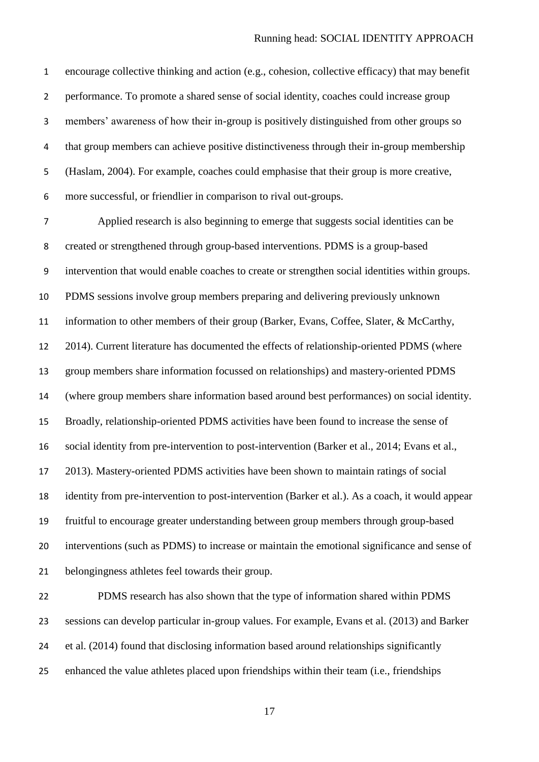encourage collective thinking and action (e.g., cohesion, collective efficacy) that may benefit performance. To promote a shared sense of social identity, coaches could increase group members' awareness of how their in-group is positively distinguished from other groups so that group members can achieve positive distinctiveness through their in-group membership (Haslam, 2004). For example, coaches could emphasise that their group is more creative, more successful, or friendlier in comparison to rival out-groups.

Applied research is also beginning to emerge that suggests social identities can be created or strengthened through group-based interventions. PDMS is a group-based intervention that would enable coaches to create or strengthen social identities within groups. PDMS sessions involve group members preparing and delivering previously unknown information to other members of their group (Barker, Evans, Coffee, Slater, & McCarthy, 2014). Current literature has documented the effects of relationship-oriented PDMS (where group members share information focussed on relationships) and mastery-oriented PDMS (where group members share information based around best performances) on social identity. Broadly, relationship-oriented PDMS activities have been found to increase the sense of social identity from pre-intervention to post-intervention (Barker et al., 2014; Evans et al., 2013). Mastery-oriented PDMS activities have been shown to maintain ratings of social identity from pre-intervention to post-intervention (Barker et al.). As a coach, it would appear fruitful to encourage greater understanding between group members through group-based interventions (such as PDMS) to increase or maintain the emotional significance and sense of belongingness athletes feel towards their group.

PDMS research has also shown that the type of information shared within PDMS sessions can develop particular in-group values. For example, Evans et al. (2013) and Barker et al. (2014) found that disclosing information based around relationships significantly enhanced the value athletes placed upon friendships within their team (i.e., friendships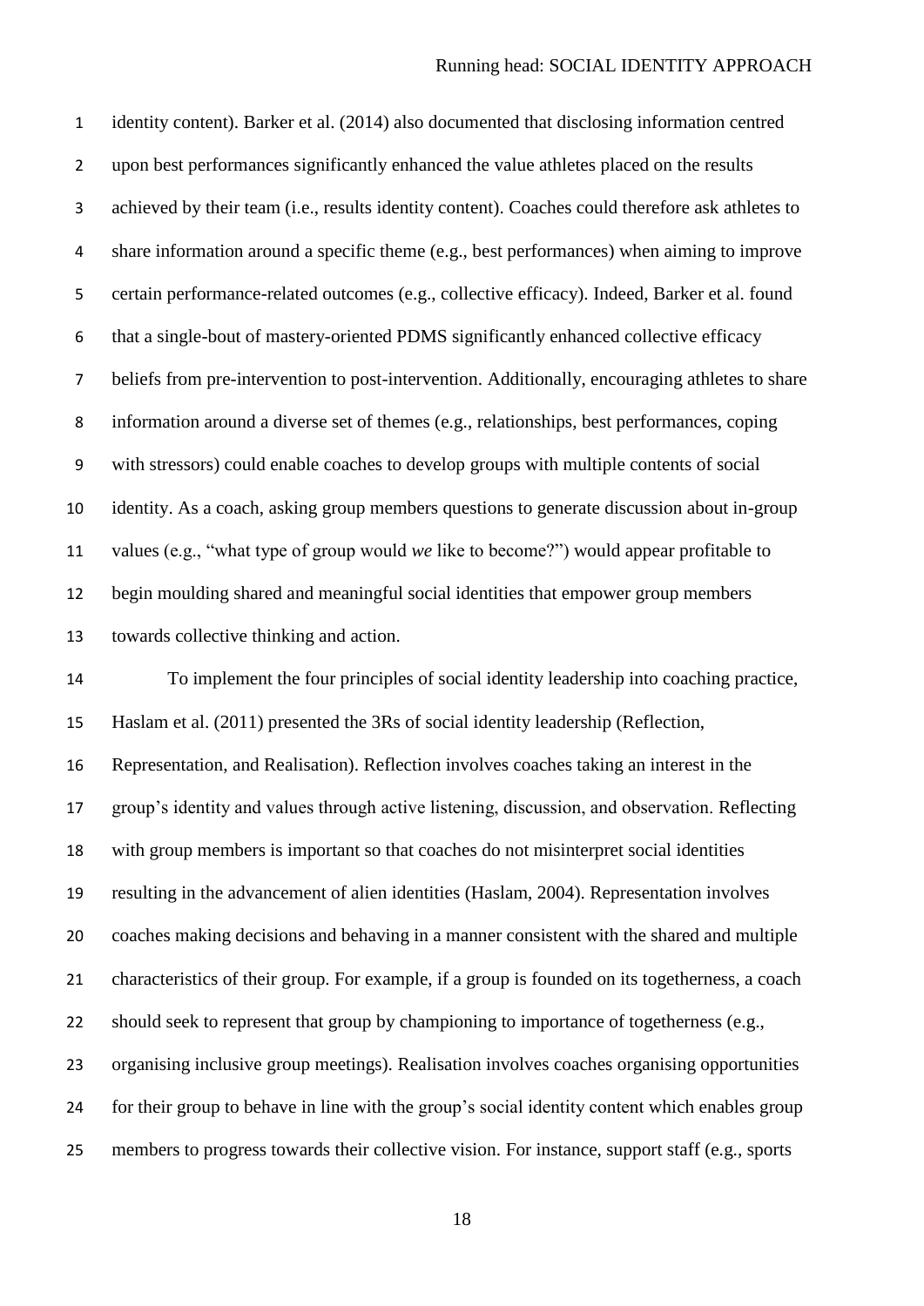identity content). Barker et al. (2014) also documented that disclosing information centred upon best performances significantly enhanced the value athletes placed on the results achieved by their team (i.e., results identity content). Coaches could therefore ask athletes to share information around a specific theme (e.g., best performances) when aiming to improve certain performance-related outcomes (e.g., collective efficacy). Indeed, Barker et al. found that a single-bout of mastery-oriented PDMS significantly enhanced collective efficacy beliefs from pre-intervention to post-intervention. Additionally, encouraging athletes to share information around a diverse set of themes (e.g., relationships, best performances, coping with stressors) could enable coaches to develop groups with multiple contents of social identity. As a coach, asking group members questions to generate discussion about in-group values (e.g., "what type of group would *we* like to become?") would appear profitable to begin moulding shared and meaningful social identities that empower group members towards collective thinking and action.

To implement the four principles of social identity leadership into coaching practice, Haslam et al. (2011) presented the 3Rs of social identity leadership (Reflection, Representation, and Realisation). Reflection involves coaches taking an interest in the group's identity and values through active listening, discussion, and observation. Reflecting with group members is important so that coaches do not misinterpret social identities resulting in the advancement of alien identities (Haslam, 2004). Representation involves coaches making decisions and behaving in a manner consistent with the shared and multiple characteristics of their group. For example, if a group is founded on its togetherness, a coach should seek to represent that group by championing to importance of togetherness (e.g., organising inclusive group meetings). Realisation involves coaches organising opportunities for their group to behave in line with the group's social identity content which enables group members to progress towards their collective vision. For instance, support staff (e.g., sports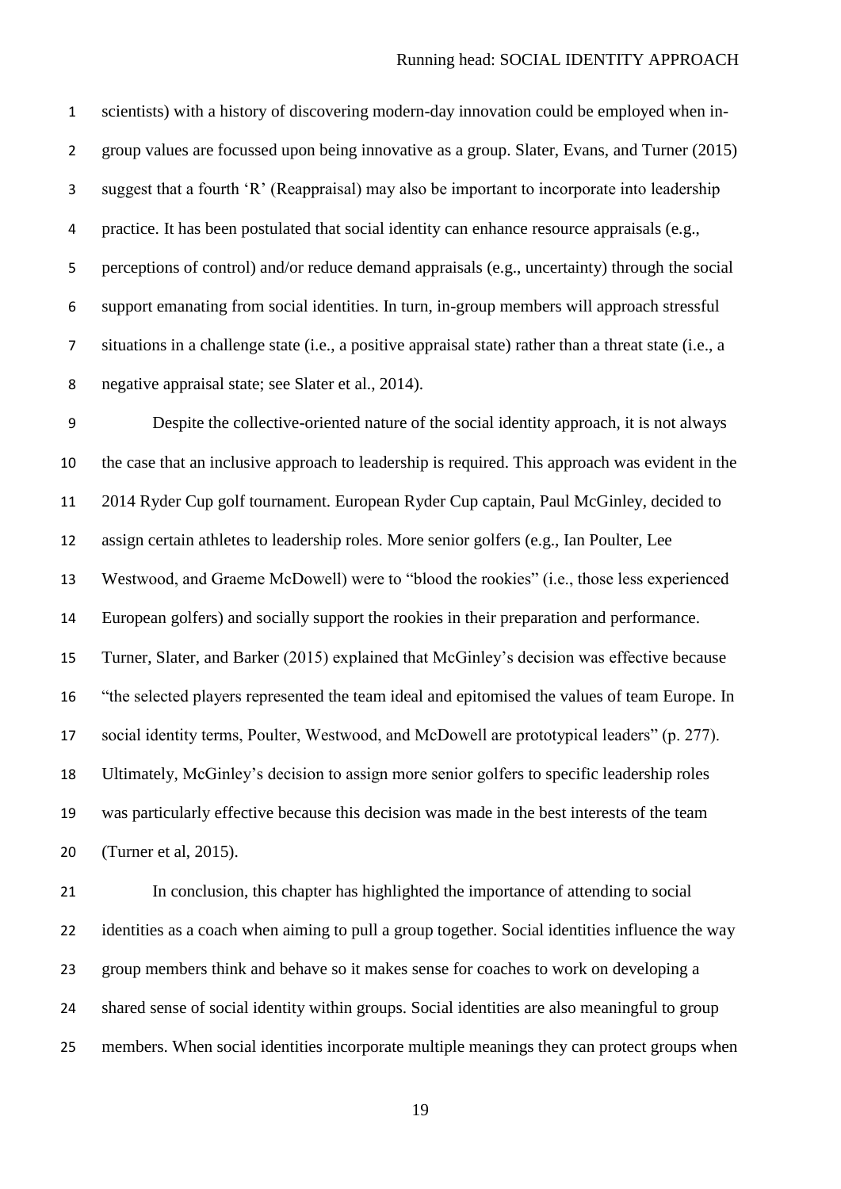scientists) with a history of discovering modern-day innovation could be employed when in-group values are focussed upon being innovative as a group. Slater, Evans, and Turner (2015) suggest that a fourth 'R' (Reappraisal) may also be important to incorporate into leadership practice. It has been postulated that social identity can enhance resource appraisals (e.g., perceptions of control) and/or reduce demand appraisals (e.g., uncertainty) through the social support emanating from social identities. In turn, in-group members will approach stressful situations in a challenge state (i.e., a positive appraisal state) rather than a threat state (i.e., a negative appraisal state; see Slater et al., 2014).

Despite the collective-oriented nature of the social identity approach, it is not always the case that an inclusive approach to leadership is required. This approach was evident in the 2014 Ryder Cup golf tournament. European Ryder Cup captain, Paul McGinley, decided to assign certain athletes to leadership roles. More senior golfers (e.g., Ian Poulter, Lee Westwood, and Graeme McDowell) were to "blood the rookies" (i.e., those less experienced European golfers) and socially support the rookies in their preparation and performance. Turner, Slater, and Barker (2015) explained that McGinley's decision was effective because "the selected players represented the team ideal and epitomised the values of team Europe. In social identity terms, Poulter, Westwood, and McDowell are prototypical leaders" (p. 277). Ultimately, McGinley's decision to assign more senior golfers to specific leadership roles was particularly effective because this decision was made in the best interests of the team (Turner et al, 2015).

In conclusion, this chapter has highlighted the importance of attending to social identities as a coach when aiming to pull a group together. Social identities influence the way group members think and behave so it makes sense for coaches to work on developing a shared sense of social identity within groups. Social identities are also meaningful to group members. When social identities incorporate multiple meanings they can protect groups when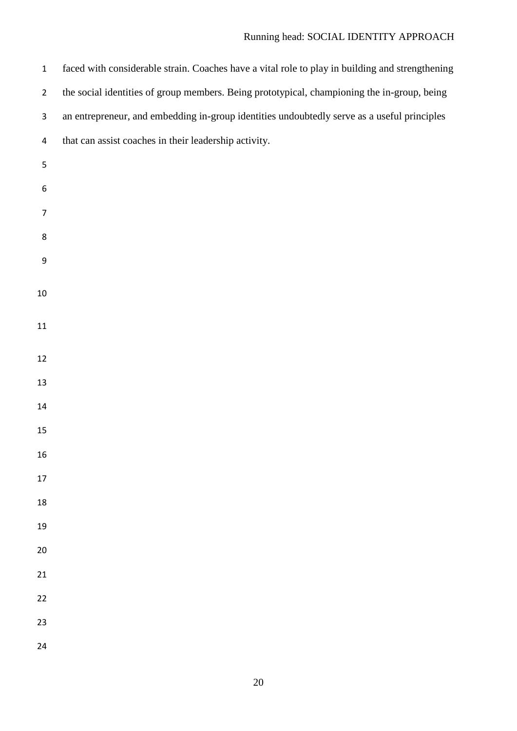faced with considerable strain. Coaches have a vital role to play in building and strengthening the social identities of group members. Being prototypical, championing the in-group, being an entrepreneur, and embedding in-group identities undoubtedly serve as a useful principles that can assist coaches in their leadership activity.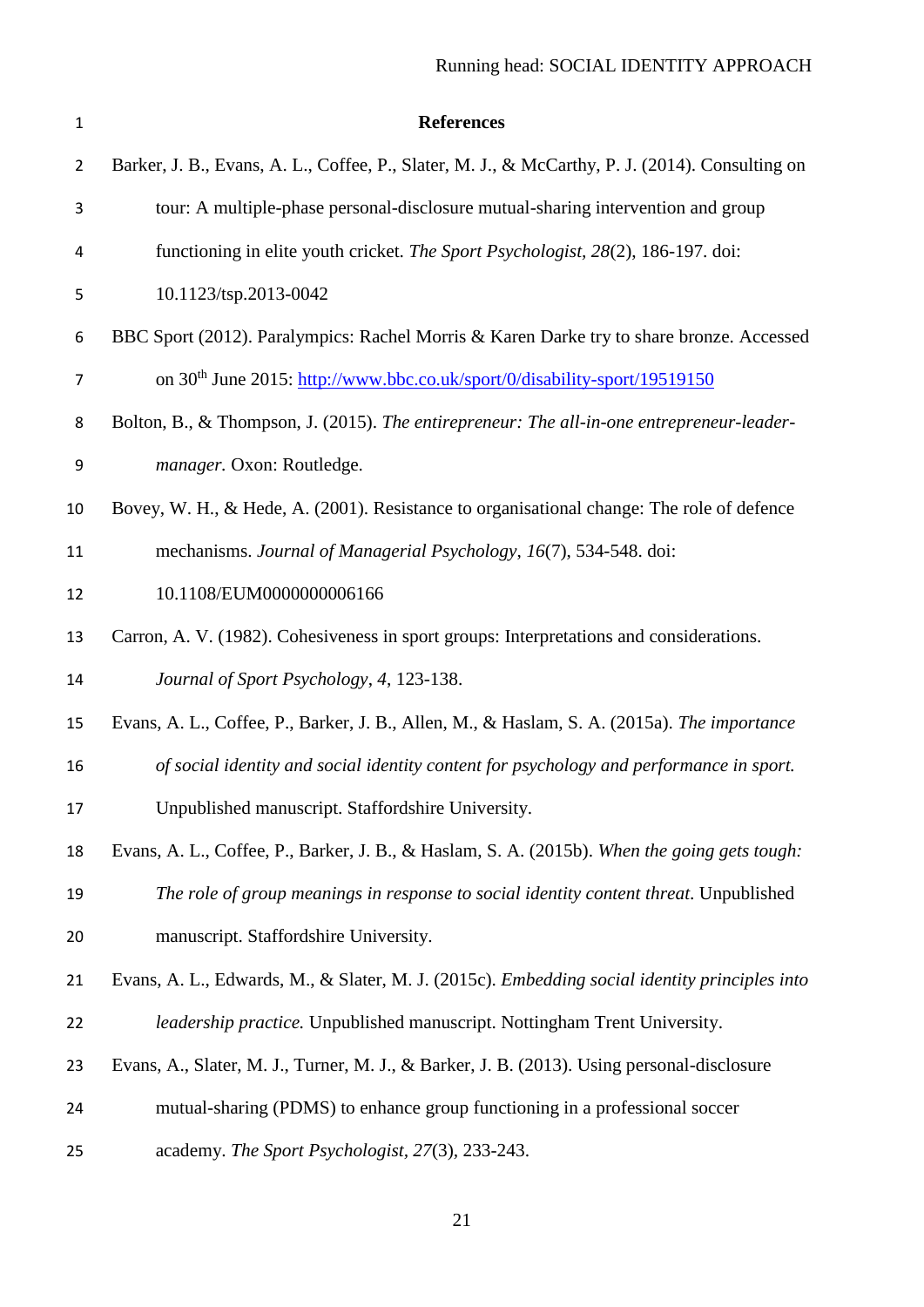# References

Barker, J. B., Evans, A. L., Coffee, P., Slater, M. J., & McCarthy, P. J. (2014). Consulting on tour: A multiple-phase personal-disclosure mutual-sharing intervention and group functioning in elite youth cricket. *The Sport Psychologist*, *28*(2), 186-197. doi: 10.1123/tsp.2013-0042

BBC Sport (2012). Paralympics: Rachel Morris & Karen Darke try to share bronze. Accessed on 30th June 2015: http://www.bbc.co.uk/sport/0/disability-sport/19519150

Bolton, B., & Thompson, J. (2015). *The entirepreneur: The all-in-one entrepreneur-leader-manager.* Oxon: Routledge.

Bovey, W. H., & Hede, A. (2001). Resistance to organisational change: The role of defence mechanisms. *Journal of Managerial Psychology*, *16*(7), 534-548. doi: 10.1108/EUM0000000006166

Carron, A. V. (1982). Cohesiveness in sport groups: Interpretations and considerations. *Journal of Sport Psychology*, *4*, 123-138.

Evans, A. L., Coffee, P., Barker, J. B., Allen, M., & Haslam, S. A. (2015a). *The importance of social identity and social identity content for psychology and performance in sport.* Unpublished manuscript. Staffordshire University.

Evans, A. L., Coffee, P., Barker, J. B., & Haslam, S. A. (2015b). *When the going gets tough: The role of group meanings in response to social identity content threat.* Unpublished manuscript. Staffordshire University.

Evans, A. L., Edwards, M., & Slater, M. J. (2015c). *Embedding social identity principles into leadership practice.* Unpublished manuscript. Nottingham Trent University.

Evans, A., Slater, M. J., Turner, M. J., & Barker, J. B. (2013). Using personal-disclosure mutual-sharing (PDMS) to enhance group functioning in a professional soccer academy. *The Sport Psychologist*, *27*(3), 233-243.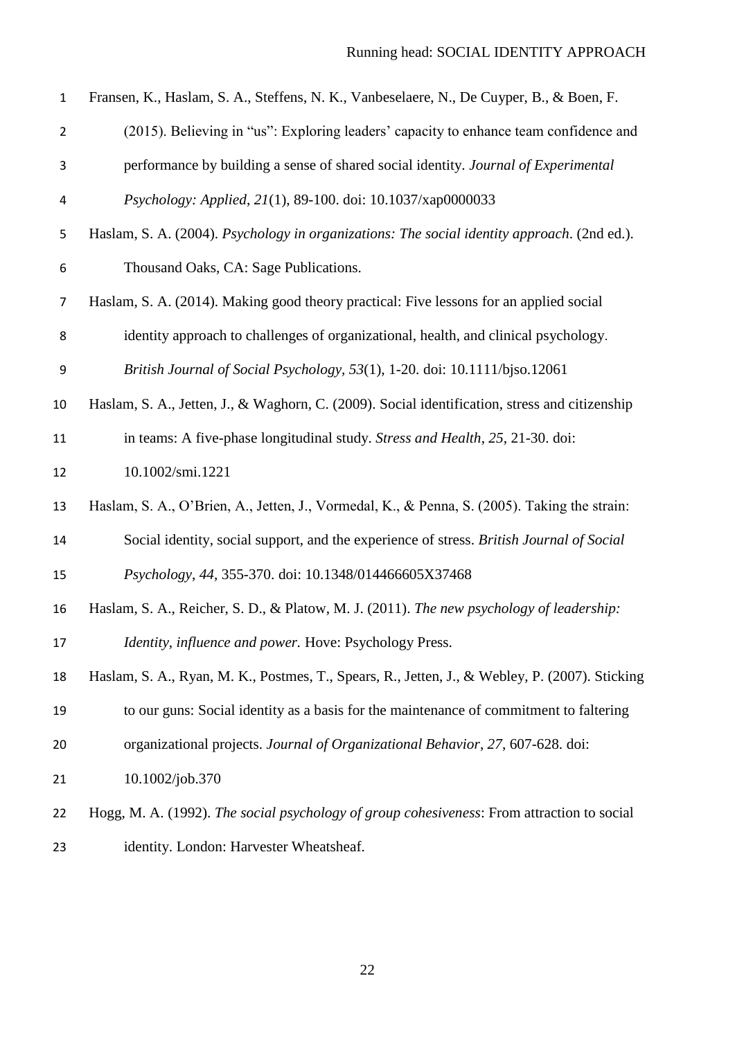Fransen, K., Haslam, S. A., Steffens, N. K., Vanbeselaere, N., De Cuyper, B., & Boen, F. (2015). Believing in "us": Exploring leaders' capacity to enhance team confidence and performance by building a sense of shared social identity. *Journal of Experimental Psychology: Applied*, *21*(1), 89-100. doi: 10.1037/xap0000033

Haslam, S. A. (2004). *Psychology in organizations: The social identity approach*. (2nd ed.). Thousand Oaks, CA: Sage Publications.

Haslam, S. A. (2014). Making good theory practical: Five lessons for an applied social identity approach to challenges of organizational, health, and clinical psychology. *British Journal of Social Psychology*, *53*(1), 1-20. doi: 10.1111/bjso.12061

Haslam, S. A., Jetten, J., & Waghorn, C. (2009). Social identification, stress and citizenship in teams: A five-phase longitudinal study. *Stress and Health*, *25*, 21-30. doi: 10.1002/smi.1221

Haslam, S. A., O'Brien, A., Jetten, J., Vormedal, K., & Penna, S. (2005). Taking the strain: Social identity, social support, and the experience of stress. *British Journal of Social Psychology*, *44*, 355-370. doi: 10.1348/014466605X37468

Haslam, S. A., Reicher, S. D., & Platow, M. J. (2011). *The new psychology of leadership: Identity, influence and power.* Hove: Psychology Press.

Haslam, S. A., Ryan, M. K., Postmes, T., Spears, R., Jetten, J., & Webley, P. (2007). Sticking to our guns: Social identity as a basis for the maintenance of commitment to faltering organizational projects. *Journal of Organizational Behavior*, *27*, 607-628. doi: 10.1002/job.370

Hogg, M. A. (1992). *The social psychology of group cohesiveness*: From attraction to social identity. London: Harvester Wheatsheaf.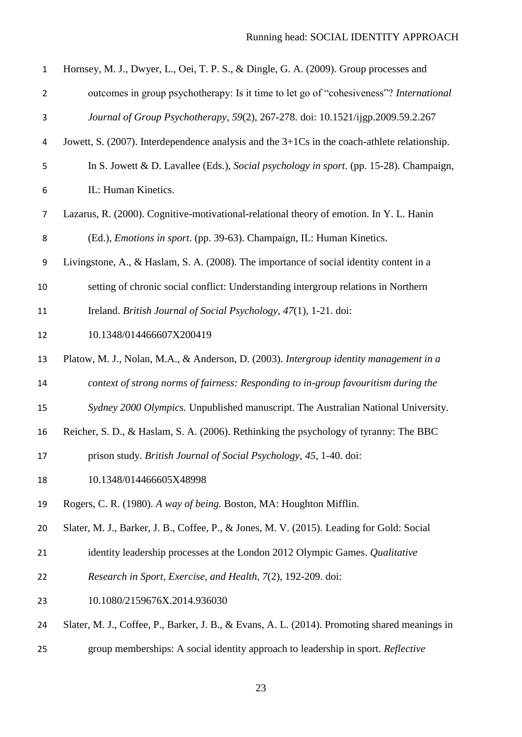Hornsey, M. J., Dwyer, L., Oei, T. P. S., & Dingle, G. A. (2009). Group processes and outcomes in group psychotherapy: Is it time to let go of "cohesiveness"? *International Journal of Group Psychotherapy*, *59*(2), 267-278. doi: 10.1521/ijgp.2009.59.2.267

Jowett, S. (2007). Interdependence analysis and the 3+1Cs in the coach-athlete relationship. In S. Jowett & D. Lavallee (Eds.), *Social psychology in sport*. (pp. 15-28). Champaign, IL: Human Kinetics.

Lazarus, R. (2000). Cognitive-motivational-relational theory of emotion. In Y. L. Hanin (Ed.), *Emotions in sport*. (pp. 39-63). Champaign, IL: Human Kinetics.

Livingstone, A., & Haslam, S. A. (2008). The importance of social identity content in a setting of chronic social conflict: Understanding intergroup relations in Northern Ireland. *British Journal of Social Psychology*, *47*(1), 1-21. doi: 10.1348/014466607X200419

Platow, M. J., Nolan, M.A., & Anderson, D. (2003). *Intergroup identity management in a context of strong norms of fairness: Responding to in-group favouritism during the Sydney 2000 Olympics.* Unpublished manuscript. The Australian National University.

Reicher, S. D., & Haslam, S. A. (2006). Rethinking the psychology of tyranny: The BBC prison study. *British Journal of Social Psychology*, *45*, 1-40. doi: 10.1348/014466605X48998

Rogers, C. R. (1980). *A way of being.* Boston, MA: Houghton Mifflin.

Slater, M. J., Barker, J. B., Coffee, P., & Jones, M. V. (2015). Leading for Gold: Social identity leadership processes at the London 2012 Olympic Games. *Qualitative Research in Sport, Exercise, and Health, 7*(2), 192-209. doi: 10.1080/2159676X.2014.936030

Slater, M. J., Coffee, P., Barker, J. B., & Evans, A. L. (2014). Promoting shared meanings in group memberships: A social identity approach to leadership in sport. *Reflective*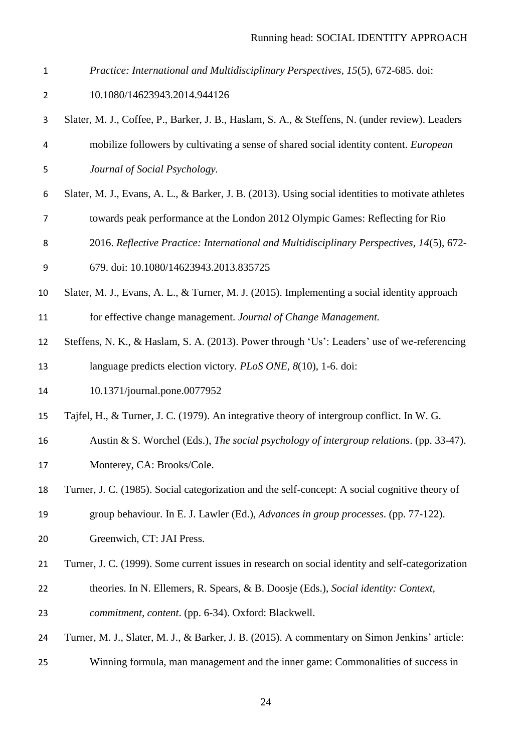*Practice: International and Multidisciplinary Perspectives, 15*(5), 672-685. doi: 10.1080/14623943.2014.944126

Slater, M. J., Coffee, P., Barker, J. B., Haslam, S. A., & Steffens, N. (under review). Leaders mobilize followers by cultivating a sense of shared social identity content. *European Journal of Social Psychology.*

Slater, M. J., Evans, A. L., & Barker, J. B. (2013). Using social identities to motivate athletes towards peak performance at the London 2012 Olympic Games: Reflecting for Rio 2016. *Reflective Practice: International and Multidisciplinary Perspectives, 14*(5), 672-679. doi: 10.1080/14623943.2013.835725

Slater, M. J., Evans, A. L., & Turner, M. J. (2015). Implementing a social identity approach for effective change management. *Journal of Change Management.*

Steffens, N. K., & Haslam, S. A. (2013). Power through 'Us': Leaders' use of we-referencing language predicts election victory. *PLoS ONE, 8*(10), 1-6. doi: 10.1371/journal.pone.0077952

Tajfel, H., & Turner, J. C. (1979). An integrative theory of intergroup conflict. In W. G. Austin & S. Worchel (Eds.), *The social psychology of intergroup relations*. (pp. 33-47). Monterey, CA: Brooks/Cole.

Turner, J. C. (1985). Social categorization and the self-concept: A social cognitive theory of group behaviour. In E. J. Lawler (Ed.), *Advances in group processes*. (pp. 77-122). Greenwich, CT: JAI Press.

Turner, J. C. (1999). Some current issues in research on social identity and self-categorization theories. In N. Ellemers, R. Spears, & B. Doosje (Eds.), *Social identity: Context, commitment, content*. (pp. 6-34). Oxford: Blackwell.

Turner, M. J., Slater, M. J., & Barker, J. B. (2015). A commentary on Simon Jenkins' article: Winning formula, man management and the inner game: Commonalities of success in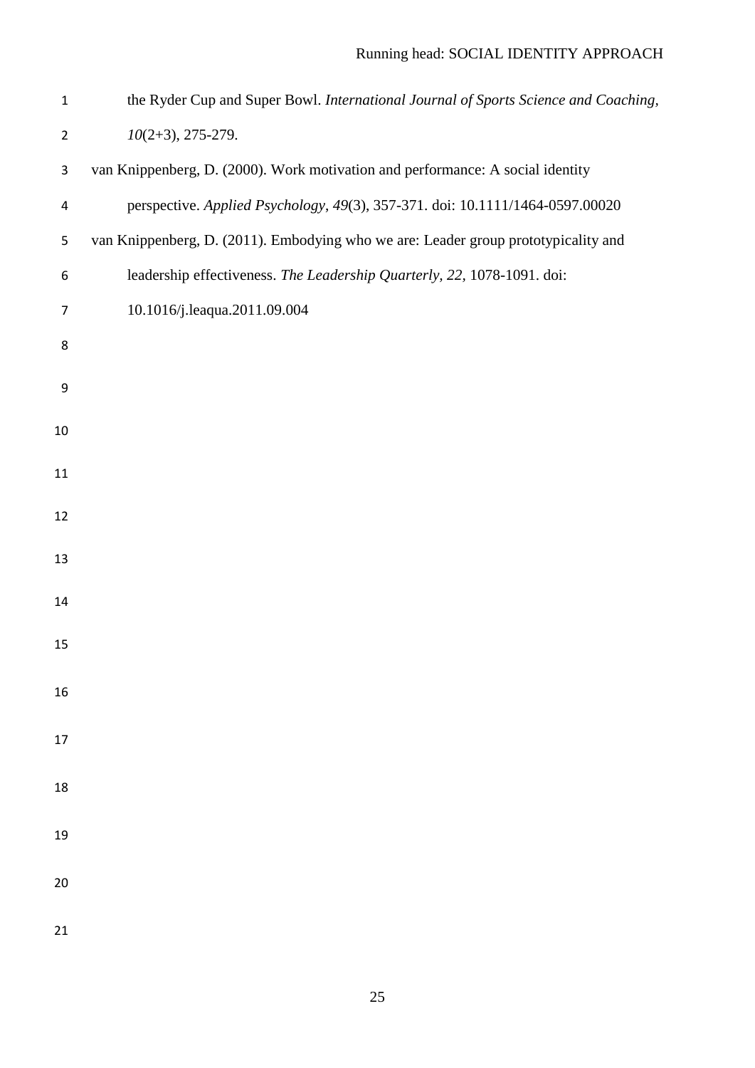the Ryder Cup and Super Bowl. *International Journal of Sports Science and Coaching, 10*(2+3), 275-279.

van Knippenberg, D. (2000). Work motivation and performance: A social identity perspective. *Applied Psychology*, *49*(3), 357-371. doi: 10.1111/1464-0597.00020

van Knippenberg, D. (2011). Embodying who we are: Leader group prototypicality and leadership effectiveness. *The Leadership Quarterly, 22*, 1078-1091. doi: 10.1016/j.leaqua.2011.09.004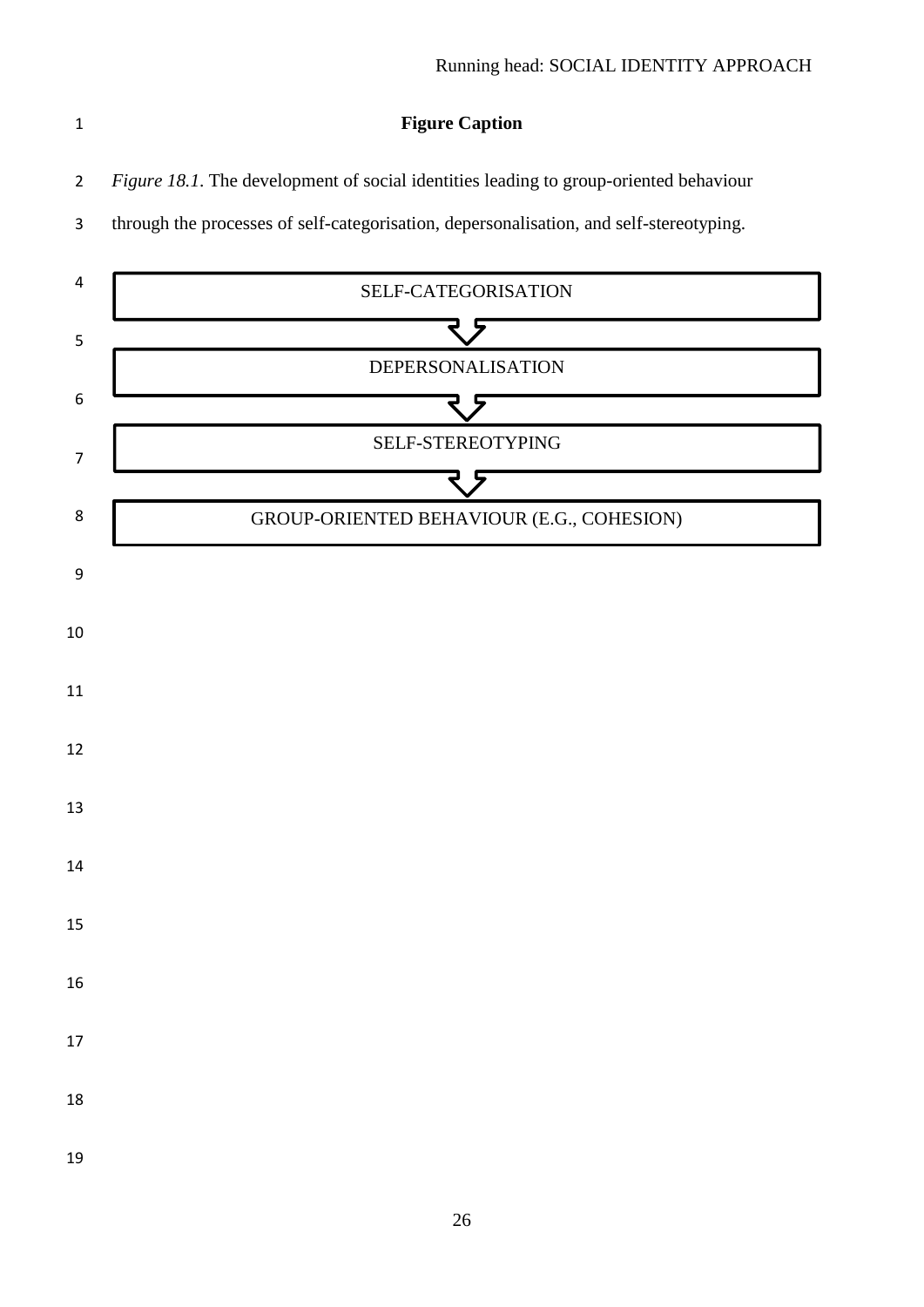**Figure Caption**

*Figure 18.1*. The development of social identities leading to group-oriented behaviour through the processes of self-categorisation, depersonalisation, and self-stereotyping.

SELF-CATEGORISATION

DEPERSONALISATION

SELF-STEREOTYPING

GROUP-ORIENTED BEHAVIOUR (E.G., COHESION)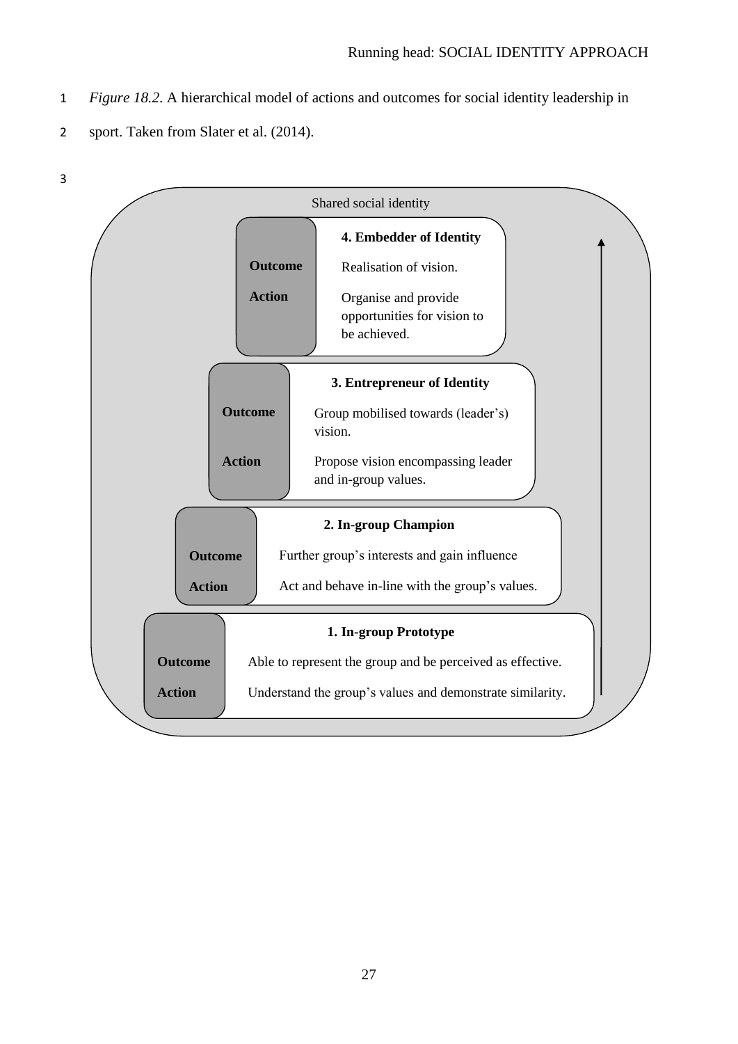*Figure 18.2.* A hierarchical model of actions and outcomes for social identity leadership in sport. Taken from Slater et al. (2014).

Shared social identity

**4. Embedder of Identity**

**Outcome** Realisation of vision.

**Action** Organise and provide opportunities for vision to be achieved.

**3. Entrepreneur of Identity**

**Outcome** Group mobilised towards (leader's) vision.

**Action** Propose vision encompassing leader and in-group values.

**2. In-group Champion**

**Outcome** Further group's interests and gain influence

**Action** Act and behave in-line with the group's values.

**1. In-group Prototype**

**Outcome** Able to represent the group and be perceived as effective.

**Action** Understand the group's values and demonstrate similarity.